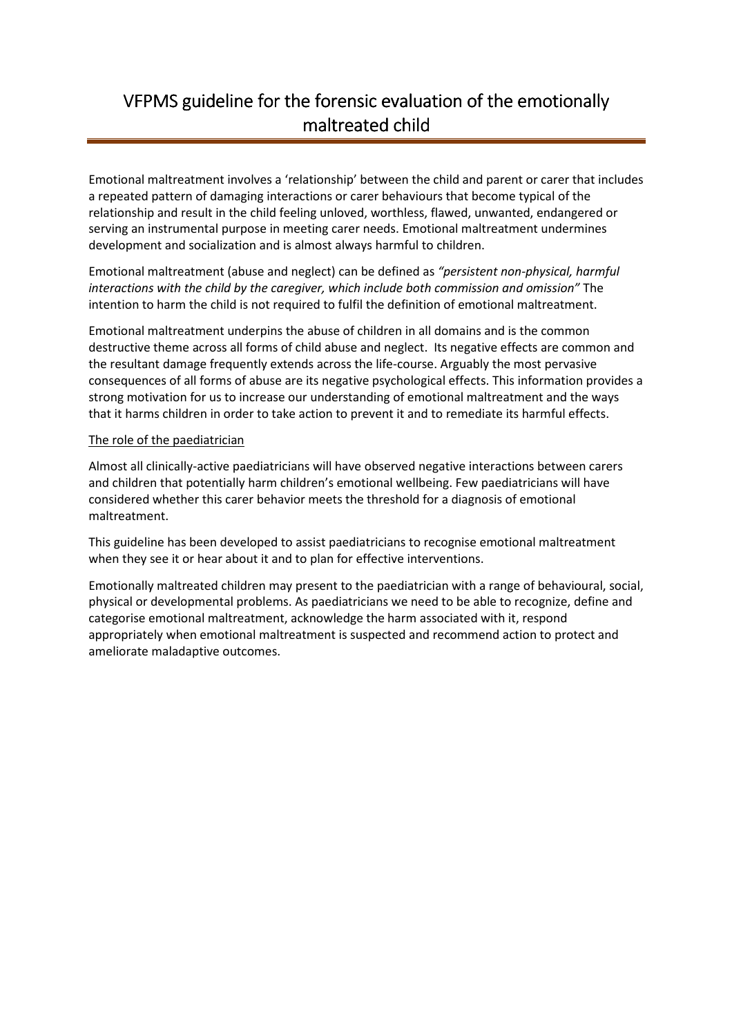# VFPMS guideline for the forensic evaluation of the emotionally maltreated child

Emotional maltreatment involves a 'relationship' between the child and parent or carer that includes a repeated pattern of damaging interactions or carer behaviours that become typical of the relationship and result in the child feeling unloved, worthless, flawed, unwanted, endangered or serving an instrumental purpose in meeting carer needs. Emotional maltreatment undermines development and socialization and is almost always harmful to children.

Emotional maltreatment (abuse and neglect) can be defined as *"persistent non-physical, harmful interactions with the child by the caregiver, which include both commission and omission"* The intention to harm the child is not required to fulfil the definition of emotional maltreatment.

Emotional maltreatment underpins the abuse of children in all domains and is the common destructive theme across all forms of child abuse and neglect. Its negative effects are common and the resultant damage frequently extends across the life-course. Arguably the most pervasive consequences of all forms of abuse are its negative psychological effects. This information provides a strong motivation for us to increase our understanding of emotional maltreatment and the ways that it harms children in order to take action to prevent it and to remediate its harmful effects.

## The role of the paediatrician

Almost all clinically-active paediatricians will have observed negative interactions between carers and children that potentially harm children's emotional wellbeing. Few paediatricians will have considered whether this carer behavior meets the threshold for a diagnosis of emotional maltreatment.

This guideline has been developed to assist paediatricians to recognise emotional maltreatment when they see it or hear about it and to plan for effective interventions.

Emotionally maltreated children may present to the paediatrician with a range of behavioural, social, physical or developmental problems. As paediatricians we need to be able to recognize, define and categorise emotional maltreatment, acknowledge the harm associated with it, respond appropriately when emotional maltreatment is suspected and recommend action to protect and ameliorate maladaptive outcomes.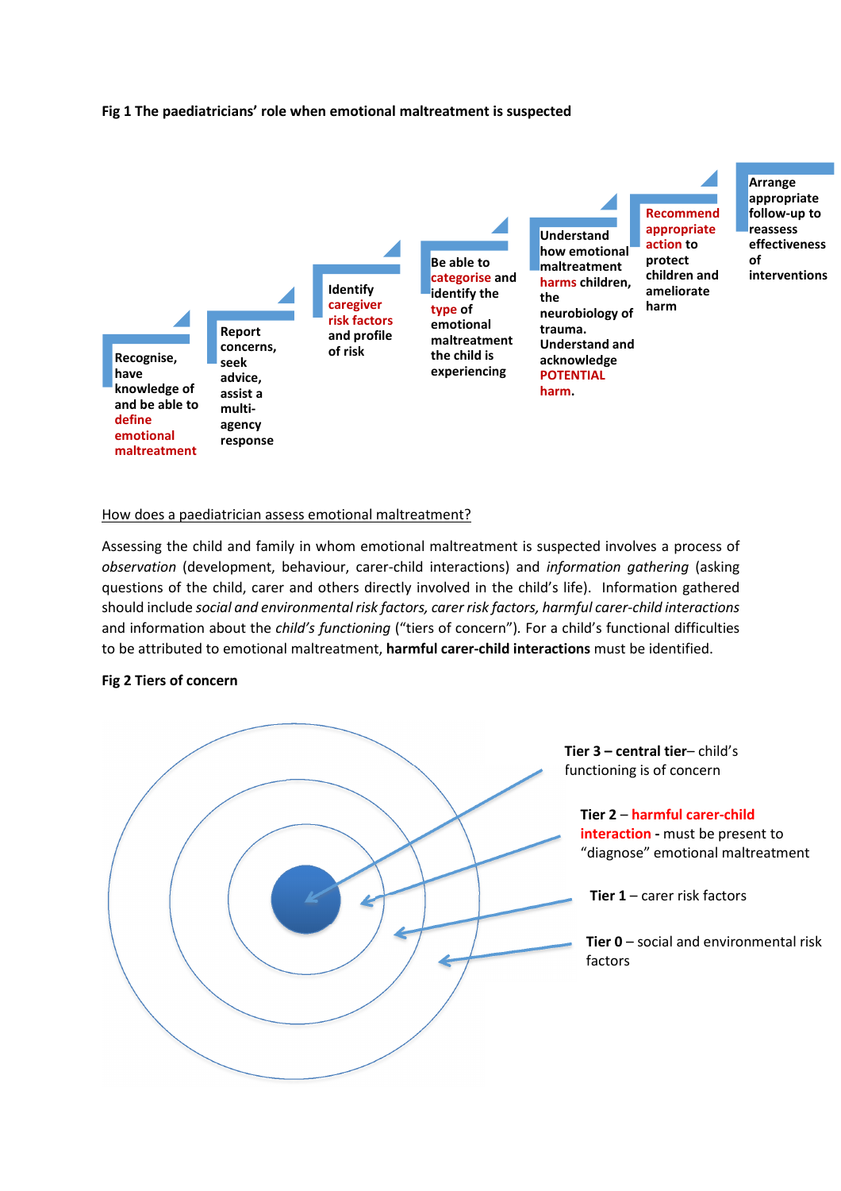**Fig 1 The paediatricians' role when emotional maltreatment is suspected**

1. Recognise, have knowledge of and be able to define emotional maltreatment
2. Report concerns, seek advice, assist a multi-agency response
3. Identify caregiver risk factors and profile of risk
4. Be able to categorise and identify the type of emotional maltreatment the child is experiencing
5. Understand how emotional maltreatment harms children, the neurobiology of trauma. Understand and acknowledge POTENTIAL harm.
6. Recommend appropriate action to protect children and ameliorate harm
7. Arrange appropriate follow-up to reassess effectiveness of interventions

How does a paediatrician assess emotional maltreatment?

Assessing the child and family in whom emotional maltreatment is suspected involves a process of *observation* (development, behaviour, carer-child interactions) and *information gathering* (asking questions of the child, carer and others directly involved in the child's life). Information gathered should include *social and environmental risk factors, carer risk factors, harmful carer-child interactions* and information about the *child's functioning* ("tiers of concern"). For a child's functional difficulties to be attributed to emotional maltreatment, **harmful carer-child interactions** must be identified.

**Fig 2 Tiers of concern**

- **Tier 3 – central tier**– child's functioning is of concern
- **Tier 2** – **harmful carer-child interaction -** must be present to "diagnose" emotional maltreatment
- **Tier 1** – carer risk factors
- **Tier 0** – social and environmental risk factors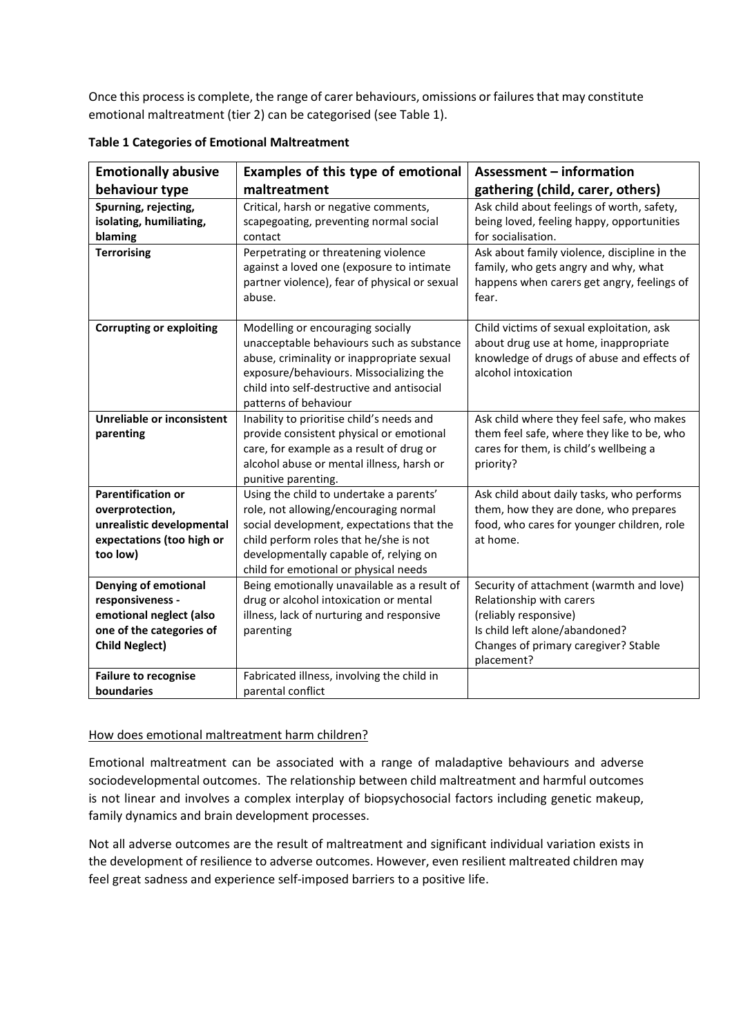Once this process is complete, the range of carer behaviours, omissions or failures that may constitute emotional maltreatment (tier 2) can be categorised (see Table 1).

**Table 1 Categories of Emotional Maltreatment**

| Emotionally abusive behaviour type | Examples of this type of emotional maltreatment | Assessment – information gathering (child, carer, others) |
|---|---|---|
| **Spurning, rejecting, isolating, humiliating, blaming** | Critical, harsh or negative comments, scapegoating, preventing normal social contact | Ask child about feelings of worth, safety, being loved, feeling happy, opportunities for socialisation. |
| **Terrorising** | Perpetrating or threatening violence against a loved one (exposure to intimate partner violence), fear of physical or sexual abuse. | Ask about family violence, discipline in the family, who gets angry and why, what happens when carers get angry, feelings of fear. |
| **Corrupting or exploiting** | Modelling or encouraging socially unacceptable behaviours such as substance abuse, criminality or inappropriate sexual exposure/behaviours. Missocializing the child into self-destructive and antisocial patterns of behaviour | Child victims of sexual exploitation, ask about drug use at home, inappropriate knowledge of drugs of abuse and effects of alcohol intoxication |
| **Unreliable or inconsistent parenting** | Inability to prioritise child's needs and provide consistent physical or emotional care, for example as a result of drug or alcohol abuse or mental illness, harsh or punitive parenting. | Ask child where they feel safe, who makes them feel safe, where they like to be, who cares for them, is child's wellbeing a priority? |
| **Parentification or overprotection, unrealistic developmental expectations (too high or too low)** | Using the child to undertake a parents' role, not allowing/encouraging normal social development, expectations that the child perform roles that he/she is not developmentally capable of, relying on child for emotional or physical needs | Ask child about daily tasks, who performs them, how they are done, who prepares food, who cares for younger children, role at home. |
| **Denying of emotional responsiveness - emotional neglect (also one of the categories of Child Neglect)** | Being emotionally unavailable as a result of drug or alcohol intoxication or mental illness, lack of nurturing and responsive parenting | Security of attachment (warmth and love)<br>Relationship with carers<br>(reliably responsive)<br>Is child left alone/abandoned?<br>Changes of primary caregiver? Stable placement? |
| **Failure to recognise boundaries** | Fabricated illness, involving the child in parental conflict | |

## How does emotional maltreatment harm children?

Emotional maltreatment can be associated with a range of maladaptive behaviours and adverse sociodevelopmental outcomes. The relationship between child maltreatment and harmful outcomes is not linear and involves a complex interplay of biopsychosocial factors including genetic makeup, family dynamics and brain development processes.

Not all adverse outcomes are the result of maltreatment and significant individual variation exists in the development of resilience to adverse outcomes. However, even resilient maltreated children may feel great sadness and experience self-imposed barriers to a positive life.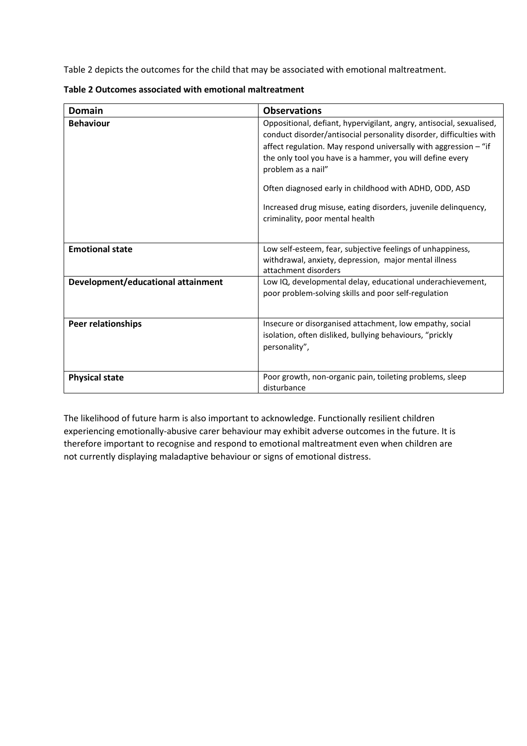Table 2 depicts the outcomes for the child that may be associated with emotional maltreatment.

**Table 2 Outcomes associated with emotional maltreatment**

| Domain | Observations |
|---|---|
| **Behaviour** | Oppositional, defiant, hypervigilant, angry, antisocial, sexualised, conduct disorder/antisocial personality disorder, difficulties with affect regulation. May respond universally with aggression – "if the only tool you have is a hammer, you will define every problem as a nail"<br><br>Often diagnosed early in childhood with ADHD, ODD, ASD<br><br>Increased drug misuse, eating disorders, juvenile delinquency, criminality, poor mental health |
| **Emotional state** | Low self-esteem, fear, subjective feelings of unhappiness, withdrawal, anxiety, depression, major mental illness attachment disorders |
| **Development/educational attainment** | Low IQ, developmental delay, educational underachievement, poor problem-solving skills and poor self-regulation |
| **Peer relationships** | Insecure or disorganised attachment, low empathy, social isolation, often disliked, bullying behaviours, "prickly personality", |
| **Physical state** | Poor growth, non-organic pain, toileting problems, sleep disturbance |

The likelihood of future harm is also important to acknowledge. Functionally resilient children experiencing emotionally-abusive carer behaviour may exhibit adverse outcomes in the future. It is therefore important to recognise and respond to emotional maltreatment even when children are not currently displaying maladaptive behaviour or signs of emotional distress.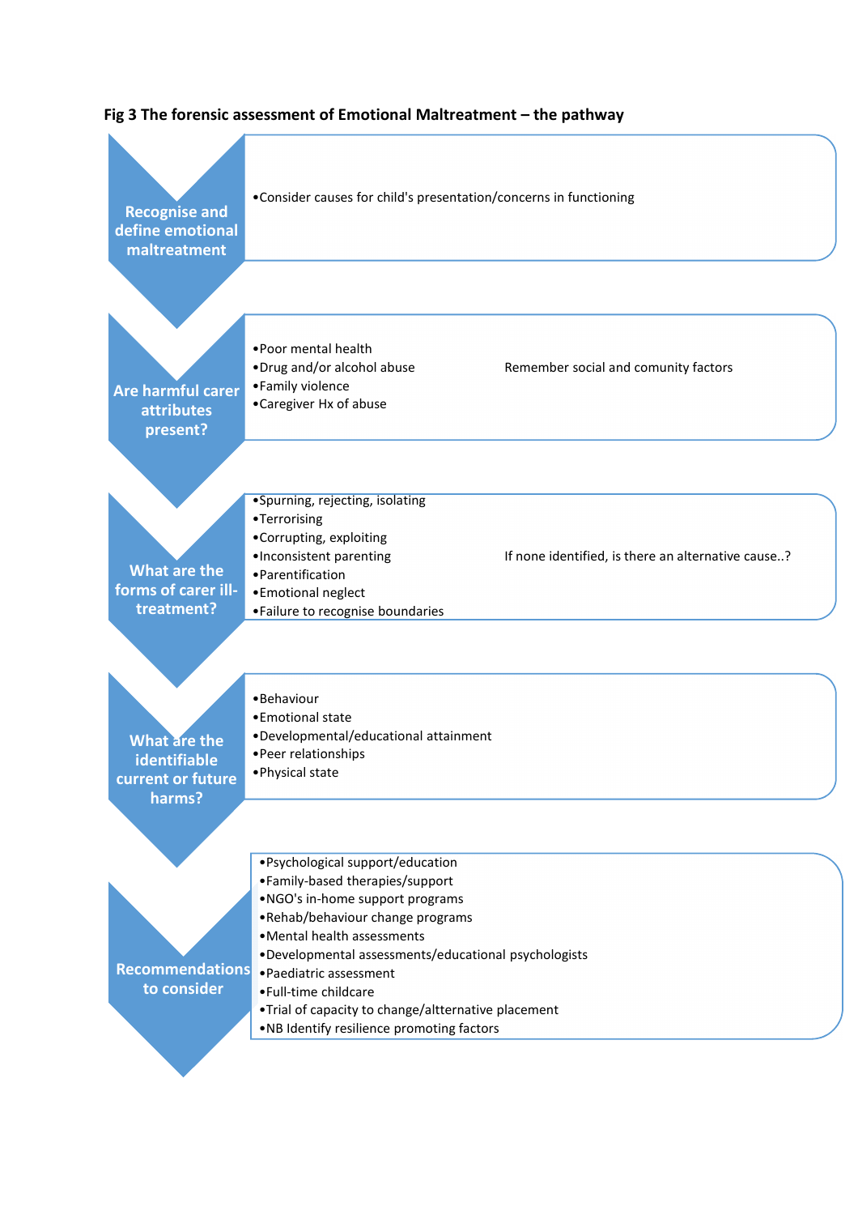**Fig 3 The forensic assessment of Emotional Maltreatment – the pathway**

## Recognise and define emotional maltreatment

- Consider causes for child's presentation/concerns in functioning

## Are harmful carer attributes present?

- Poor mental health
- Drug and/or alcohol abuse
- Family violence
- Caregiver Hx of abuse

Remember social and comunity factors

## What are the forms of carer ill-treatment?

- Spurning, rejecting, isolating
- Terrorising
- Corrupting, exploiting
- Inconsistent parenting
- Parentification
- Emotional neglect
- Failure to recognise boundaries

If none identified, is there an alternative cause..?

## What are the identifiable current or future harms?

- Behaviour
- Emotional state
- Developmental/educational attainment
- Peer relationships
- Physical state

## Recommendations to consider

- Psychological support/education
- Family-based therapies/support
- NGO's in-home support programs
- Rehab/behaviour change programs
- Mental health assessments
- Developmental assessments/educational psychologists
- Paediatric assessment
- Full-time childcare
- Trial of capacity to change/altternative placement
- NB Identify resilience promoting factors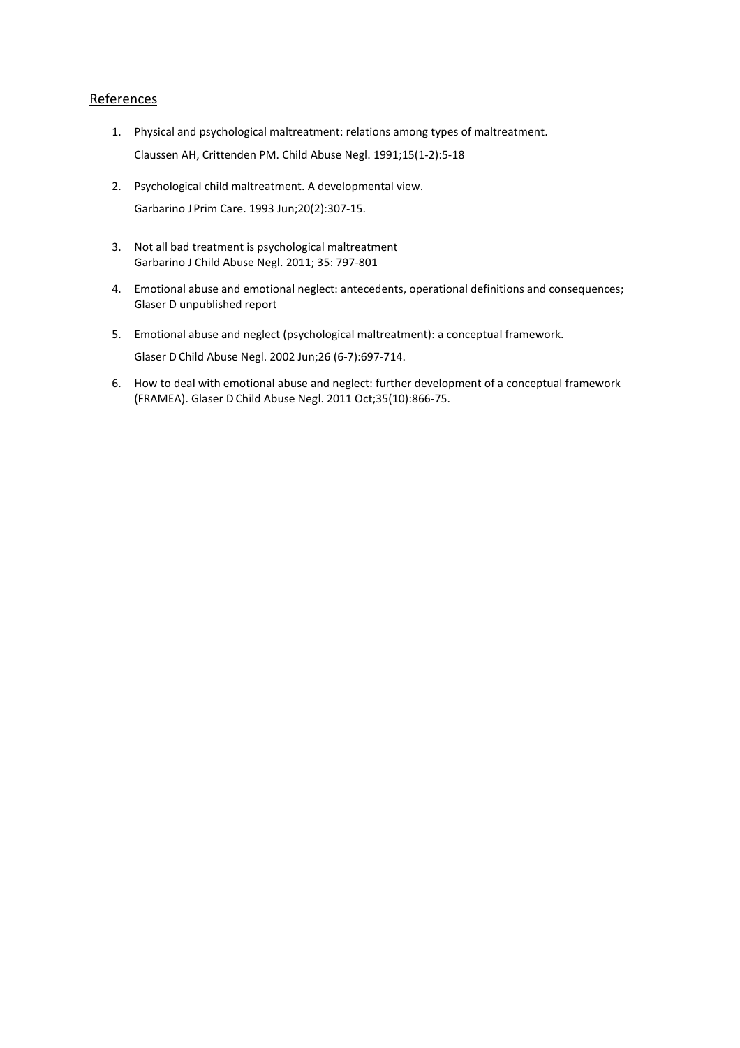## References

1. Physical and psychological maltreatment: relations among types of maltreatment.
   Claussen AH, Crittenden PM. Child Abuse Negl. 1991;15(1-2):5-18

2. Psychological child maltreatment. A developmental view.
   Garbarino J Prim Care. 1993 Jun;20(2):307-15.

3. Not all bad treatment is psychological maltreatment
   Garbarino J Child Abuse Negl. 2011; 35: 797-801

4. Emotional abuse and emotional neglect: antecedents, operational definitions and consequences; Glaser D unpublished report

5. Emotional abuse and neglect (psychological maltreatment): a conceptual framework.
   Glaser D Child Abuse Negl. 2002 Jun;26 (6-7):697-714.

6. How to deal with emotional abuse and neglect: further development of a conceptual framework (FRAMEA). Glaser D Child Abuse Negl. 2011 Oct;35(10):866-75.